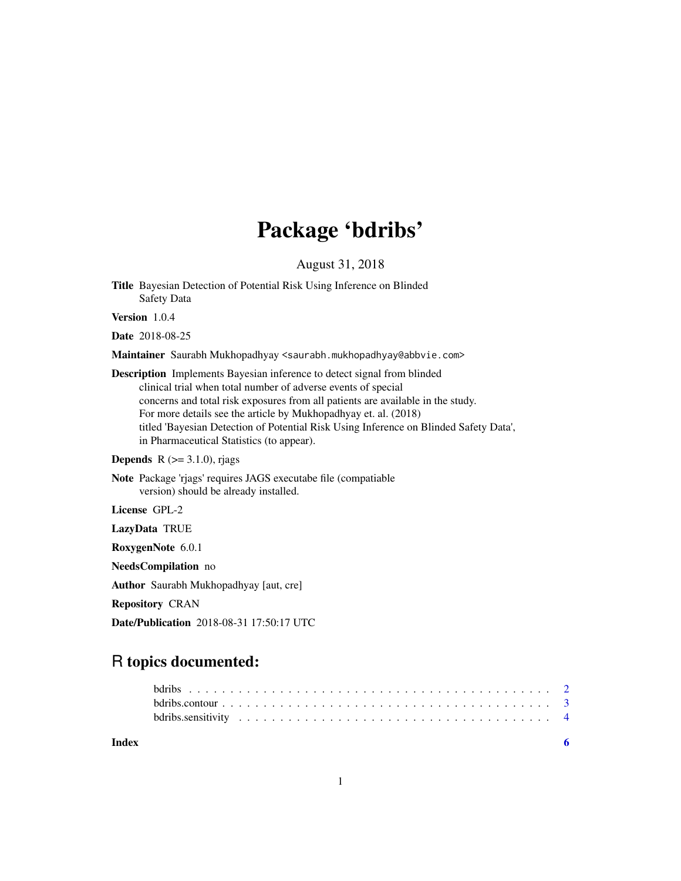# Package 'bdribs'

August 31, 2018

**Title** Bayesian Detection of Potential Risk Using Inference on Blinded Safety Data

**Version** 1.0.4

**Date** 2018-08-25

**Maintainer** Saurabh Mukhopadhyay <saurabh.mukhopadhyay@abbvie.com>

**Description** Implements Bayesian inference to detect signal from blinded clinical trial when total number of adverse events of special concerns and total risk exposures from all patients are available in the study. For more details see the article by Mukhopadhyay et. al. (2018) titled 'Bayesian Detection of Potential Risk Using Inference on Blinded Safety Data', in Pharmaceutical Statistics (to appear).

**Depends** R (>= 3.1.0), rjags

**Note** Package 'rjags' requires JAGS executabe file (compatiable version) should be already installed.

**License** GPL-2

**LazyData** TRUE

**RoxygenNote** 6.0.1

**NeedsCompilation** no

**Author** Saurabh Mukhopadhyay [aut, cre]

**Repository** CRAN

**Date/Publication** 2018-08-31 17:50:17 UTC

## R topics documented:

- bdribs . . . . . . . . . . . . . . . . . . . . . . . . . . . . . . . . . . . . . . . . . . . 2
- bdribs.contour . . . . . . . . . . . . . . . . . . . . . . . . . . . . . . . . . . . . . . 3
- bdribs.sensitivity . . . . . . . . . . . . . . . . . . . . . . . . . . . . . . . . . . . . 4

**Index** 6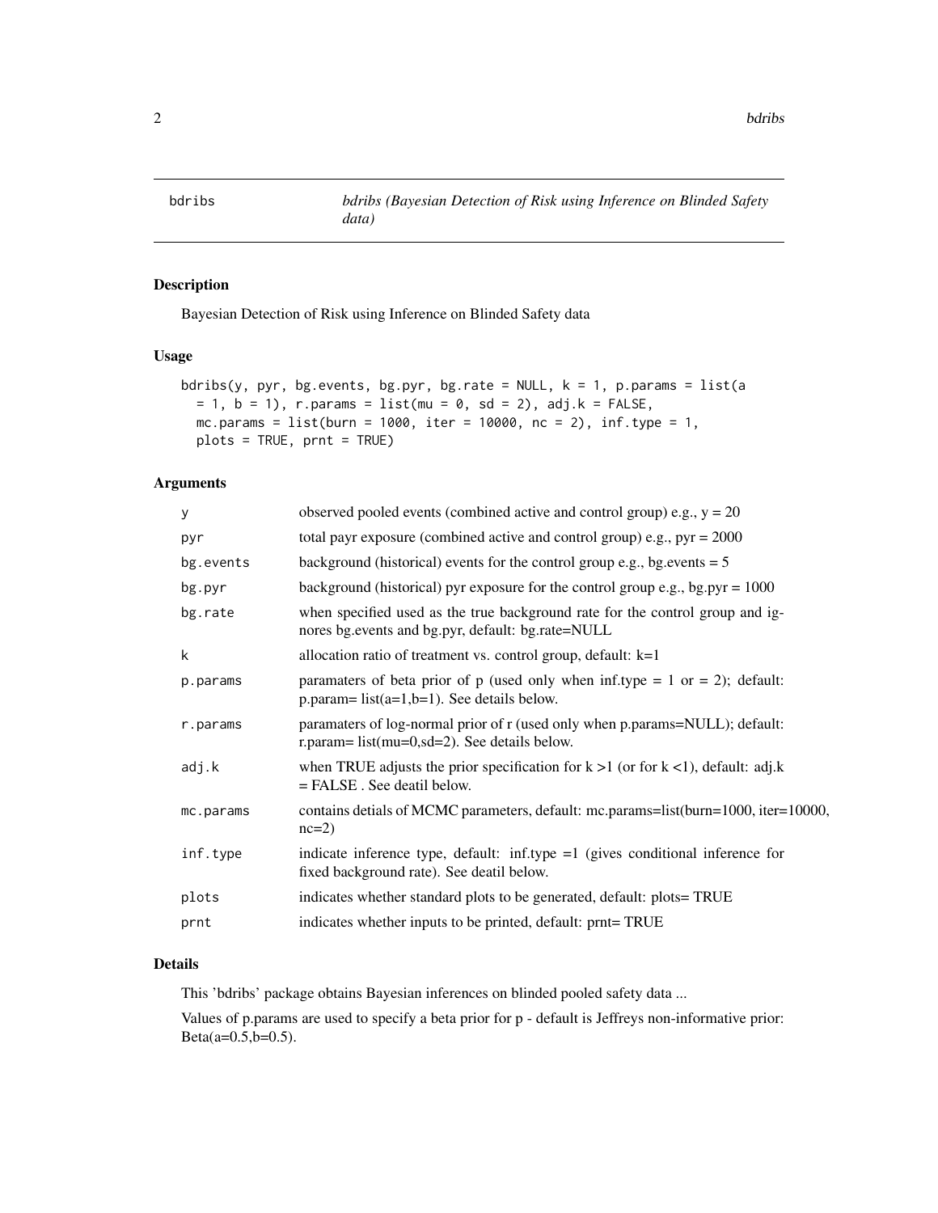# bdribs — *bdribs (Bayesian Detection of Risk using Inference on Blinded Safety data)*

## Description

Bayesian Detection of Risk using Inference on Blinded Safety data

## Usage

```
bdribs(y, pyr, bg.events, bg.pyr, bg.rate = NULL, k = 1, p.params = list(a
  = 1, b = 1), r.params = list(mu = 0, sd = 2), adj.k = FALSE,
  mc.params = list(burn = 1000, iter = 10000, nc = 2), inf.type = 1,
  plots = TRUE, prnt = TRUE)
```

## Arguments

| | |
|---|---|
| y | observed pooled events (combined active and control group) e.g., y = 20 |
| pyr | total payr exposure (combined active and control group) e.g., pyr = 2000 |
| bg.events | background (historical) events for the control group e.g., bg.events = 5 |
| bg.pyr | background (historical) pyr exposure for the control group e.g., bg.pyr = 1000 |
| bg.rate | when specified used as the true background rate for the control group and ignores bg.events and bg.pyr, default: bg.rate=NULL |
| k | allocation ratio of treatment vs. control group, default: k=1 |
| p.params | paramaters of beta prior of p (used only when inf.type = 1 or = 2); default: p.param= list(a=1,b=1). See details below. |
| r.params | paramaters of log-normal prior of r (used only when p.params=NULL); default: r.param= list(mu=0,sd=2). See details below. |
| adj.k | when TRUE adjusts the prior specification for k >1 (or for k <1), default: adj.k = FALSE . See deatil below. |
| mc.params | contains detials of MCMC parameters, default: mc.params=list(burn=1000, iter=10000, nc=2) |
| inf.type | indicate inference type, default: inf.type =1 (gives conditional inference for fixed background rate). See deatil below. |
| plots | indicates whether standard plots to be generated, default: plots= TRUE |
| prnt | indicates whether inputs to be printed, default: prnt= TRUE |

## Details

This 'bdribs' package obtains Bayesian inferences on blinded pooled safety data ...

Values of p.params are used to specify a beta prior for p - default is Jeffreys non-informative prior: Beta(a=0.5,b=0.5).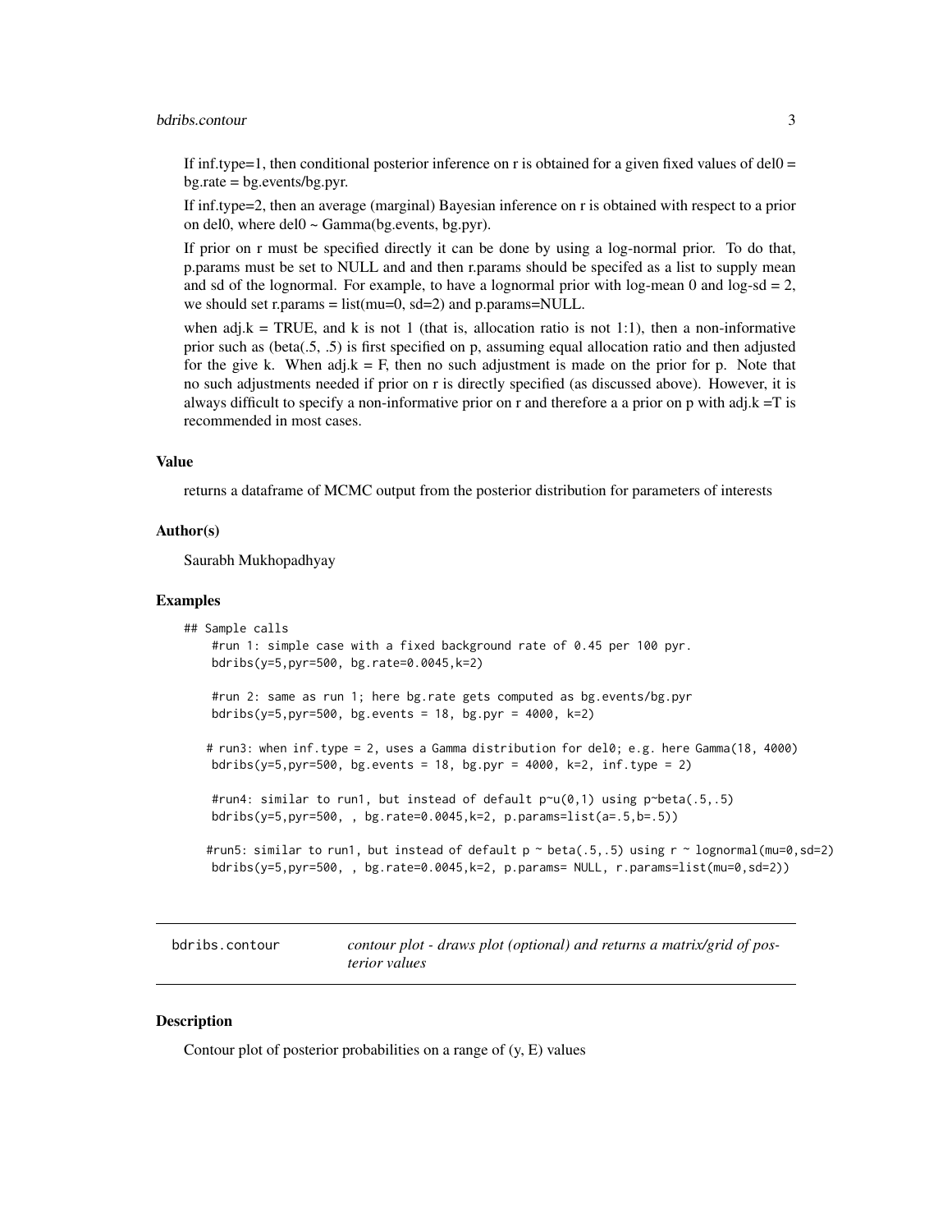If inf.type=1, then conditional posterior inference on r is obtained for a given fixed values of del0 = bg.rate = bg.events/bg.pyr.

If inf.type=2, then an average (marginal) Bayesian inference on r is obtained with respect to a prior on del0, where del0 ~ Gamma(bg.events, bg.pyr).

If prior on r must be specified directly it can be done by using a log-normal prior. To do that, p.params must be set to NULL and and then r.params should be specifed as a list to supply mean and sd of the lognormal. For example, to have a lognormal prior with log-mean 0 and log-sd = 2, we should set r.params = list(mu=0, sd=2) and p.params=NULL.

when adj.k = TRUE, and k is not 1 (that is, allocation ratio is not 1:1), then a non-informative prior such as (beta(.5, .5) is first specified on p, assuming equal allocation ratio and then adjusted for the give k. When adj.k = F, then no such adjustment is made on the prior for p. Note that no such adjustments needed if prior on r is directly specified (as discussed above). However, it is always difficult to specify a non-informative prior on r and therefore a a prior on p with adj.k =T is recommended in most cases.

### Value

returns a dataframe of MCMC output from the posterior distribution for parameters of interests

### Author(s)

Saurabh Mukhopadhyay

### Examples

```
## Sample calls
    #run 1: simple case with a fixed background rate of 0.45 per 100 pyr.
    bdribs(y=5,pyr=500, bg.rate=0.0045,k=2)

    #run 2: same as run 1; here bg.rate gets computed as bg.events/bg.pyr
    bdribs(y=5,pyr=500, bg.events = 18, bg.pyr = 4000, k=2)

   # run3: when inf.type = 2, uses a Gamma distribution for del0; e.g. here Gamma(18, 4000)
    bdribs(y=5,pyr=500, bg.events = 18, bg.pyr = 4000, k=2, inf.type = 2)

    #run4: similar to run1, but instead of default p~u(0,1) using p~beta(.5,.5)
    bdribs(y=5,pyr=500, , bg.rate=0.0045,k=2, p.params=list(a=.5,b=.5))

   #run5: similar to run1, but instead of default p ~ beta(.5,.5) using r ~ lognormal(mu=0,sd=2)
    bdribs(y=5,pyr=500, , bg.rate=0.0045,k=2, p.params= NULL, r.params=list(mu=0,sd=2))
```

---

## bdribs.contour

*contour plot - draws plot (optional) and returns a matrix/grid of posterior values*

### Description

Contour plot of posterior probabilities on a range of (y, E) values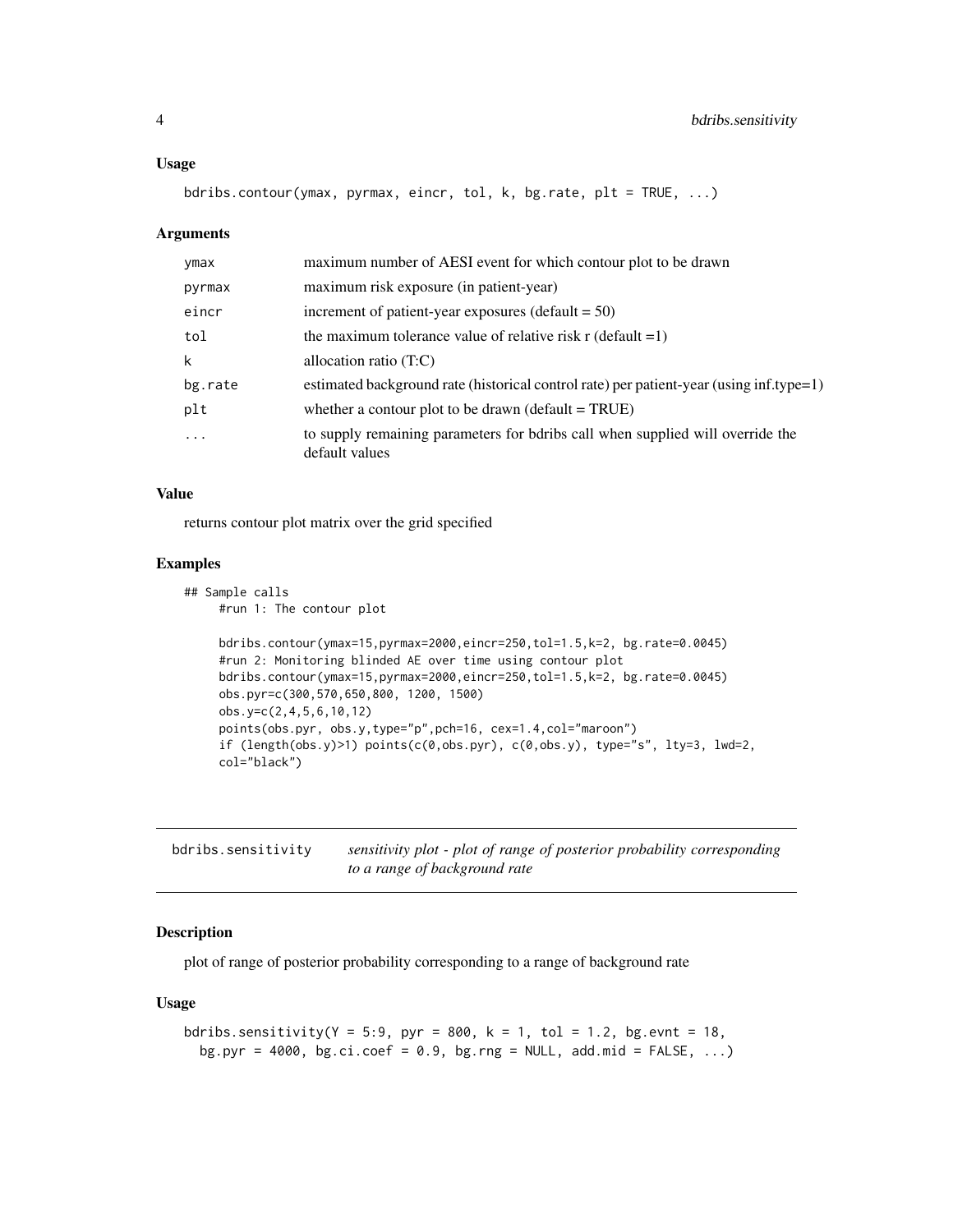### Usage

```
bdribs.contour(ymax, pyrmax, eincr, tol, k, bg.rate, plt = TRUE, ...)
```

### Arguments

| | |
|---|---|
| ymax | maximum number of AESI event for which contour plot to be drawn |
| pyrmax | maximum risk exposure (in patient-year) |
| eincr | increment of patient-year exposures (default = 50) |
| tol | the maximum tolerance value of relative risk r (default =1) |
| k | allocation ratio (T:C) |
| bg.rate | estimated background rate (historical control rate) per patient-year (using inf.type=1) |
| plt | whether a contour plot to be drawn (default = TRUE) |
| ... | to supply remaining parameters for bdribs call when supplied will override the default values |

### Value

returns contour plot matrix over the grid specified

### Examples

```
## Sample calls
     #run 1: The contour plot

     bdribs.contour(ymax=15,pyrmax=2000,eincr=250,tol=1.5,k=2, bg.rate=0.0045)
     #run 2: Monitoring blinded AE over time using contour plot
     bdribs.contour(ymax=15,pyrmax=2000,eincr=250,tol=1.5,k=2, bg.rate=0.0045)
     obs.pyr=c(300,570,650,800, 1200, 1500)
     obs.y=c(2,4,5,6,10,12)
     points(obs.pyr, obs.y,type="p",pch=16, cex=1.4,col="maroon")
     if (length(obs.y)>1) points(c(0,obs.pyr), c(0,obs.y), type="s", lty=3, lwd=2,
     col="black")
```

---

## bdribs.sensitivity

*sensitivity plot - plot of range of posterior probability corresponding to a range of background rate*

### Description

plot of range of posterior probability corresponding to a range of background rate

### Usage

```
bdribs.sensitivity(Y = 5:9, pyr = 800, k = 1, tol = 1.2, bg.evnt = 18,
  bg.pyr = 4000, bg.ci.coef = 0.9, bg.rng = NULL, add.mid = FALSE, ...)
```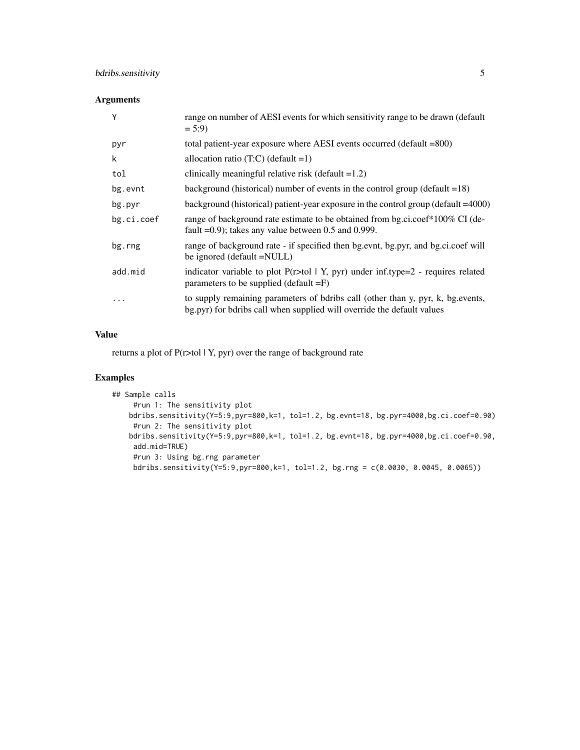## Arguments

| | |
|---|---|
| Y | range on number of AESI events for which sensitivity range to be drawn (default = 5:9) |
| pyr | total patient-year exposure where AESI events occurred (default =800) |
| k | allocation ratio (T:C) (default =1) |
| tol | clinically meaningful relative risk (default =1.2) |
| bg.evnt | background (historical) number of events in the control group (default =18) |
| bg.pyr | background (historical) patient-year exposure in the control group (default =4000) |
| bg.ci.coef | range of background rate estimate to be obtained from bg.ci.coef*100% CI (default =0.9); takes any value between 0.5 and 0.999. |
| bg.rng | range of background rate - if specified then bg.evnt, bg.pyr, and bg.ci.coef will be ignored (default =NULL) |
| add.mid | indicator variable to plot P(r>tol \| Y, pyr) under inf.type=2 - requires related parameters to be supplied (default =F) |
| ... | to supply remaining parameters of bdribs call (other than y, pyr, k, bg.events, bg.pyr) for bdribs call when supplied will override the default values |

## Value

returns a plot of P(r>tol | Y, pyr) over the range of background rate

## Examples

```
## Sample calls
     #run 1: The sensitivity plot
    bdribs.sensitivity(Y=5:9,pyr=800,k=1, tol=1.2, bg.evnt=18, bg.pyr=4000,bg.ci.coef=0.90)
     #run 2: The sensitivity plot
    bdribs.sensitivity(Y=5:9,pyr=800,k=1, tol=1.2, bg.evnt=18, bg.pyr=4000,bg.ci.coef=0.90,
     add.mid=TRUE)
     #run 3: Using bg.rng parameter
     bdribs.sensitivity(Y=5:9,pyr=800,k=1, tol=1.2, bg.rng = c(0.0030, 0.0045, 0.0065))
```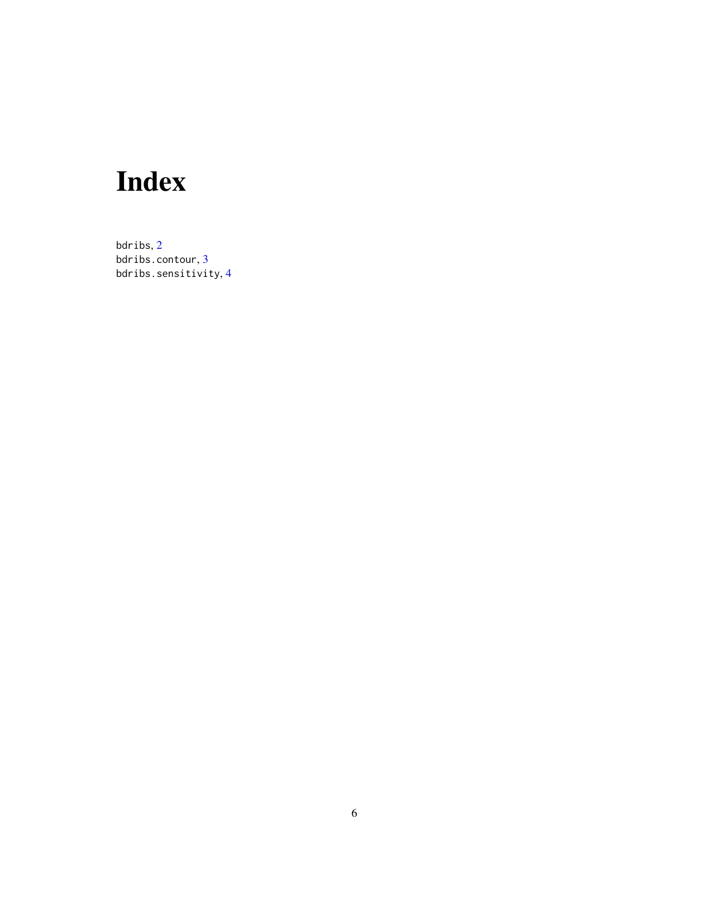# Index

bdribs, 2  
bdribs.contour, 3  
bdribs.sensitivity, 4